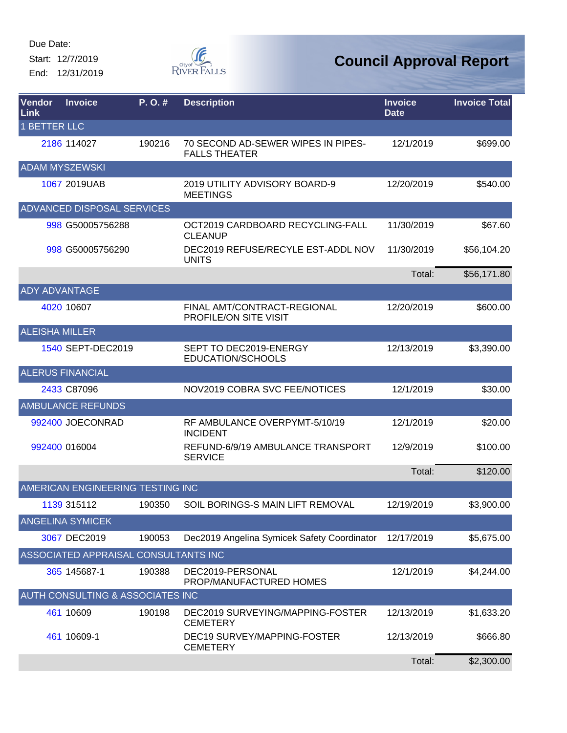Due Date:
Start: 12/7/2019
End: 12/31/2019

City of River Falls

# Council Approval Report

| Vendor Link | Invoice | P. O. # | Description | Invoice Date | Invoice Total |
|---|---|---|---|---|---|
| 1 BETTER LLC | | | | | |
| 2186 | 114027 | 190216 | 70 SECOND AD-SEWER WIPES IN PIPES-FALLS THEATER | 12/1/2019 | $699.00 |
| ADAM MYSZEWSKI | | | | | |
| 1067 | 2019UAB | | 2019 UTILITY ADVISORY BOARD-9 MEETINGS | 12/20/2019 | $540.00 |
| ADVANCED DISPOSAL SERVICES | | | | | |
| 998 | G50005756288 | | OCT2019 CARDBOARD RECYCLING-FALL CLEANUP | 11/30/2019 | $67.60 |
| 998 | G50005756290 | | DEC2019 REFUSE/RECYLE EST-ADDL NOV UNITS | 11/30/2019 | $56,104.20 |
| | | | | Total: | $56,171.80 |
| ADY ADVANTAGE | | | | | |
| 4020 | 10607 | | FINAL AMT/CONTRACT-REGIONAL PROFILE/ON SITE VISIT | 12/20/2019 | $600.00 |
| ALEISHA MILLER | | | | | |
| 1540 | SEPT-DEC2019 | | SEPT TO DEC2019-ENERGY EDUCATION/SCHOOLS | 12/13/2019 | $3,390.00 |
| ALERUS FINANCIAL | | | | | |
| 2433 | C87096 | | NOV2019 COBRA SVC FEE/NOTICES | 12/1/2019 | $30.00 |
| AMBULANCE REFUNDS | | | | | |
| 992400 | JOECONRAD | | RF AMBULANCE OVERPYMT-5/10/19 INCIDENT | 12/1/2019 | $20.00 |
| 992400 | 016004 | | REFUND-6/9/19 AMBULANCE TRANSPORT SERVICE | 12/9/2019 | $100.00 |
| | | | | Total: | $120.00 |
| AMERICAN ENGINEERING TESTING INC | | | | | |
| 1139 | 315112 | 190350 | SOIL BORINGS-S MAIN LIFT REMOVAL | 12/19/2019 | $3,900.00 |
| ANGELINA SYMICEK | | | | | |
| 3067 | DEC2019 | 190053 | Dec2019 Angelina Symicek Safety Coordinator | 12/17/2019 | $5,675.00 |
| ASSOCIATED APPRAISAL CONSULTANTS INC | | | | | |
| 365 | 145687-1 | 190388 | DEC2019-PERSONAL PROP/MANUFACTURED HOMES | 12/1/2019 | $4,244.00 |
| AUTH CONSULTING & ASSOCIATES INC | | | | | |
| 461 | 10609 | 190198 | DEC2019 SURVEYING/MAPPING-FOSTER CEMETERY | 12/13/2019 | $1,633.20 |
| 461 | 10609-1 | | DEC19 SURVEY/MAPPING-FOSTER CEMETERY | 12/13/2019 | $666.80 |
| | | | | Total: | $2,300.00 |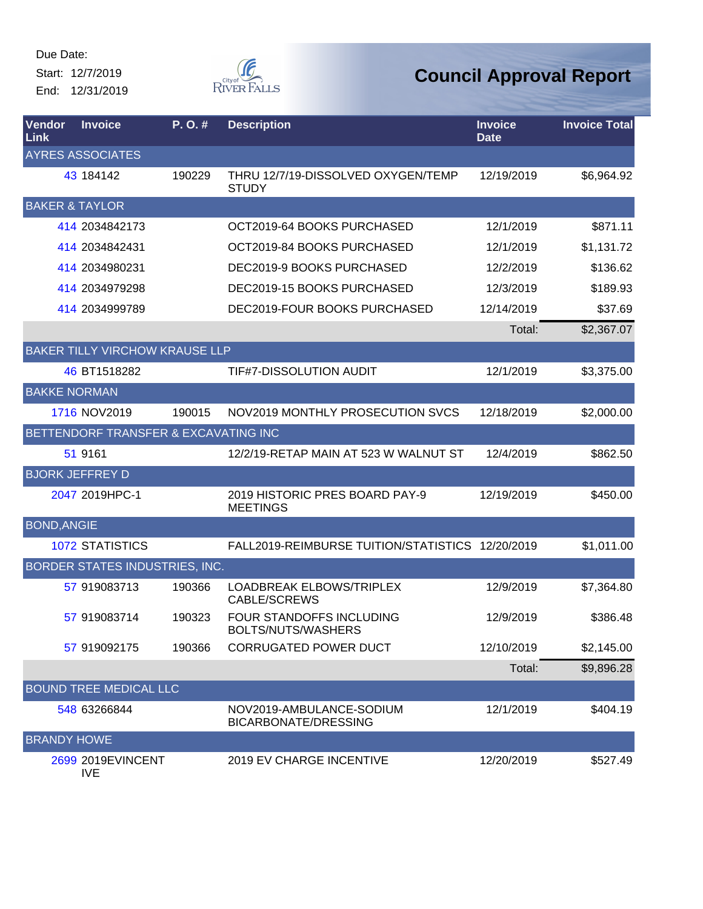Due Date:
Start: 12/7/2019
End: 12/31/2019

City of River Falls

# Council Approval Report

| Vendor Link | Invoice | P. O. # | Description | Invoice Date | Invoice Total |
|---|---|---|---|---|---|
| AYRES ASSOCIATES | | | | | |
| 43 | 184142 | 190229 | THRU 12/7/19-DISSOLVED OXYGEN/TEMP STUDY | 12/19/2019 | $6,964.92 |
| BAKER & TAYLOR | | | | | |
| 414 | 2034842173 | | OCT2019-64 BOOKS PURCHASED | 12/1/2019 | $871.11 |
| 414 | 2034842431 | | OCT2019-84 BOOKS PURCHASED | 12/1/2019 | $1,131.72 |
| 414 | 2034980231 | | DEC2019-9 BOOKS PURCHASED | 12/2/2019 | $136.62 |
| 414 | 2034979298 | | DEC2019-15 BOOKS PURCHASED | 12/3/2019 | $189.93 |
| 414 | 2034999789 | | DEC2019-FOUR BOOKS PURCHASED | 12/14/2019 | $37.69 |
| | | | | Total: | $2,367.07 |
| BAKER TILLY VIRCHOW KRAUSE LLP | | | | | |
| 46 | BT1518282 | | TIF#7-DISSOLUTION AUDIT | 12/1/2019 | $3,375.00 |
| BAKKE NORMAN | | | | | |
| 1716 | NOV2019 | 190015 | NOV2019 MONTHLY PROSECUTION SVCS | 12/18/2019 | $2,000.00 |
| BETTENDORF TRANSFER & EXCAVATING INC | | | | | |
| 51 | 9161 | | 12/2/19-RETAP MAIN AT 523 W WALNUT ST | 12/4/2019 | $862.50 |
| BJORK JEFFREY D | | | | | |
| 2047 | 2019HPC-1 | | 2019 HISTORIC PRES BOARD PAY-9 MEETINGS | 12/19/2019 | $450.00 |
| BOND,ANGIE | | | | | |
| 1072 | STATISTICS | | FALL2019-REIMBURSE TUITION/STATISTICS | 12/20/2019 | $1,011.00 |
| BORDER STATES INDUSTRIES, INC. | | | | | |
| 57 | 919083713 | 190366 | LOADBREAK ELBOWS/TRIPLEX CABLE/SCREWS | 12/9/2019 | $7,364.80 |
| 57 | 919083714 | 190323 | FOUR STANDOFFS INCLUDING BOLTS/NUTS/WASHERS | 12/9/2019 | $386.48 |
| 57 | 919092175 | 190366 | CORRUGATED POWER DUCT | 12/10/2019 | $2,145.00 |
| | | | | Total: | $9,896.28 |
| BOUND TREE MEDICAL LLC | | | | | |
| 548 | 63266844 | | NOV2019-AMBULANCE-SODIUM BICARBONATE/DRESSING | 12/1/2019 | $404.19 |
| BRANDY HOWE | | | | | |
| 2699 | 2019EVINCENTIVE | | 2019 EV CHARGE INCENTIVE | 12/20/2019 | $527.49 |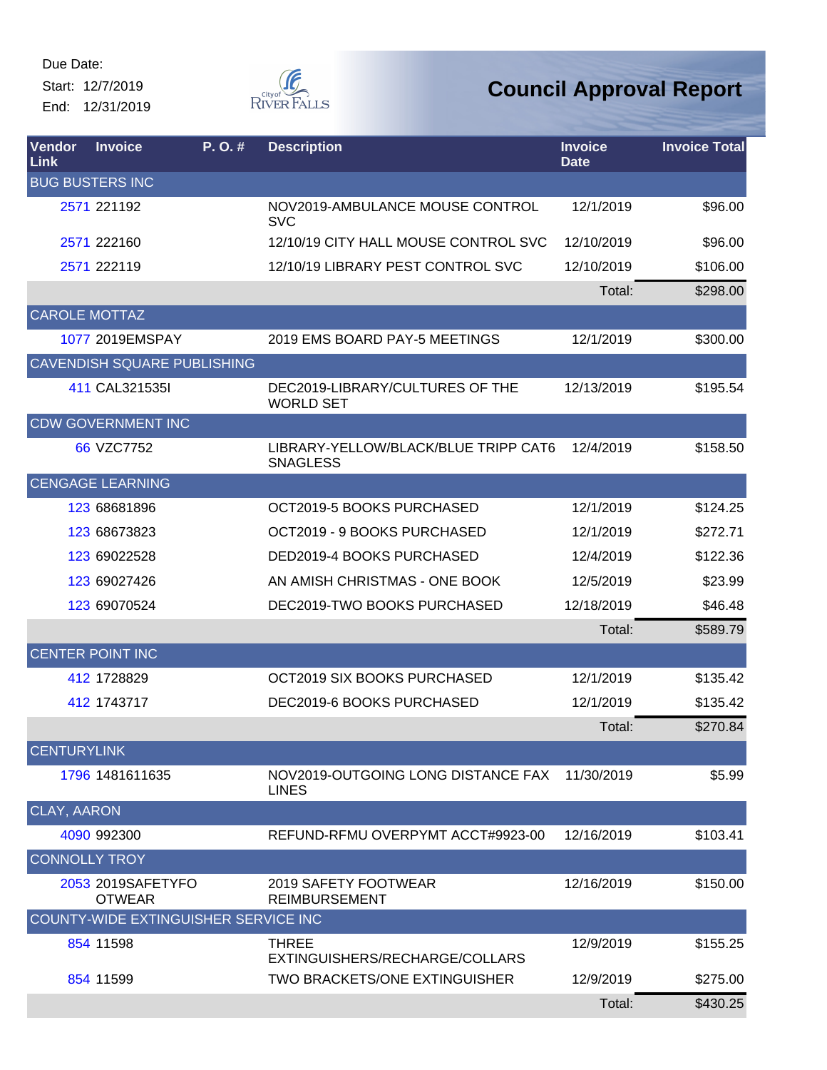Due Date:
Start: 12/7/2019
End: 12/31/2019

City of River Falls

# Council Approval Report

| Vendor Link | Invoice | P. O. # | Description | Invoice Date | Invoice Total |
|---|---|---|---|---|---|
| BUG BUSTERS INC | | | | | |
| 2571 | 221192 | | NOV2019-AMBULANCE MOUSE CONTROL SVC | 12/1/2019 | $96.00 |
| 2571 | 222160 | | 12/10/19 CITY HALL MOUSE CONTROL SVC | 12/10/2019 | $96.00 |
| 2571 | 222119 | | 12/10/19 LIBRARY PEST CONTROL SVC | 12/10/2019 | $106.00 |
| | | | | Total: | $298.00 |
| CAROLE MOTTAZ | | | | | |
| 1077 | 2019EMSPAY | | 2019 EMS BOARD PAY-5 MEETINGS | 12/1/2019 | $300.00 |
| CAVENDISH SQUARE PUBLISHING | | | | | |
| 411 | CAL321535I | | DEC2019-LIBRARY/CULTURES OF THE WORLD SET | 12/13/2019 | $195.54 |
| CDW GOVERNMENT INC | | | | | |
| 66 | VZC7752 | | LIBRARY-YELLOW/BLACK/BLUE TRIPP CAT6 SNAGLESS | 12/4/2019 | $158.50 |
| CENGAGE LEARNING | | | | | |
| 123 | 68681896 | | OCT2019-5 BOOKS PURCHASED | 12/1/2019 | $124.25 |
| 123 | 68673823 | | OCT2019 - 9 BOOKS PURCHASED | 12/1/2019 | $272.71 |
| 123 | 69022528 | | DED2019-4 BOOKS PURCHASED | 12/4/2019 | $122.36 |
| 123 | 69027426 | | AN AMISH CHRISTMAS - ONE BOOK | 12/5/2019 | $23.99 |
| 123 | 69070524 | | DEC2019-TWO BOOKS PURCHASED | 12/18/2019 | $46.48 |
| | | | | Total: | $589.79 |
| CENTER POINT INC | | | | | |
| 412 | 1728829 | | OCT2019 SIX BOOKS PURCHASED | 12/1/2019 | $135.42 |
| 412 | 1743717 | | DEC2019-6 BOOKS PURCHASED | 12/1/2019 | $135.42 |
| | | | | Total: | $270.84 |
| CENTURYLINK | | | | | |
| 1796 | 1481611635 | | NOV2019-OUTGOING LONG DISTANCE FAX LINES | 11/30/2019 | $5.99 |
| CLAY, AARON | | | | | |
| 4090 | 992300 | | REFUND-RFMU OVERPYMT ACCT#9923-00 | 12/16/2019 | $103.41 |
| CONNOLLY TROY | | | | | |
| 2053 | 2019SAFETYFOOTWEAR | | 2019 SAFETY FOOTWEAR REIMBURSEMENT | 12/16/2019 | $150.00 |
| COUNTY-WIDE EXTINGUISHER SERVICE INC | | | | | |
| 854 | 11598 | | THREE EXTINGUISHERS/RECHARGE/COLLARS | 12/9/2019 | $155.25 |
| 854 | 11599 | | TWO BRACKETS/ONE EXTINGUISHER | 12/9/2019 | $275.00 |
| | | | | Total: | $430.25 |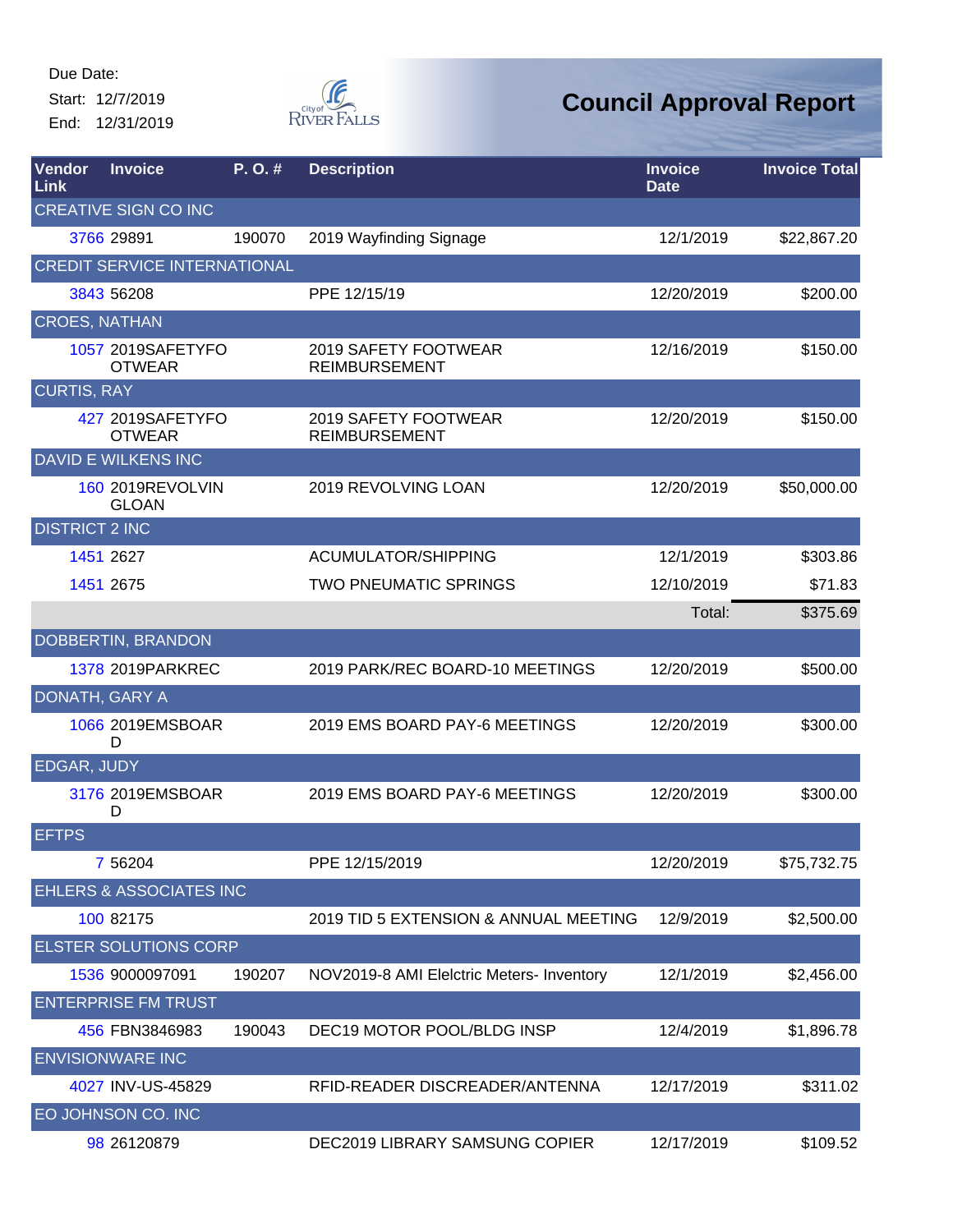Due Date:
Start: 12/7/2019
End: 12/31/2019

City of River Falls

# Council Approval Report

| Vendor Link | Invoice | P. O. # | Description | Invoice Date | Invoice Total |
|---|---|---|---|---|---|
| CREATIVE SIGN CO INC | | | | | |
| 3766 | 29891 | 190070 | 2019 Wayfinding Signage | 12/1/2019 | $22,867.20 |
| CREDIT SERVICE INTERNATIONAL | | | | | |
| 3843 | 56208 | | PPE 12/15/19 | 12/20/2019 | $200.00 |
| CROES, NATHAN | | | | | |
| 1057 | 2019SAFETYFOOTWEAR | | 2019 SAFETY FOOTWEAR REIMBURSEMENT | 12/16/2019 | $150.00 |
| CURTIS, RAY | | | | | |
| 427 | 2019SAFETYFOOTWEAR | | 2019 SAFETY FOOTWEAR REIMBURSEMENT | 12/20/2019 | $150.00 |
| DAVID E WILKENS INC | | | | | |
| 160 | 2019REVOLVINGLOAN | | 2019 REVOLVING LOAN | 12/20/2019 | $50,000.00 |
| DISTRICT 2 INC | | | | | |
| 1451 | 2627 | | ACUMULATOR/SHIPPING | 12/1/2019 | $303.86 |
| 1451 | 2675 | | TWO PNEUMATIC SPRINGS | 12/10/2019 | $71.83 |
| | | | | Total: | $375.69 |
| DOBBERTIN, BRANDON | | | | | |
| 1378 | 2019PARKREC | | 2019 PARK/REC BOARD-10 MEETINGS | 12/20/2019 | $500.00 |
| DONATH, GARY A | | | | | |
| 1066 | 2019EMSBOARD | | 2019 EMS BOARD PAY-6 MEETINGS | 12/20/2019 | $300.00 |
| EDGAR, JUDY | | | | | |
| 3176 | 2019EMSBOARD | | 2019 EMS BOARD PAY-6 MEETINGS | 12/20/2019 | $300.00 |
| EFTPS | | | | | |
| 7 | 56204 | | PPE 12/15/2019 | 12/20/2019 | $75,732.75 |
| EHLERS & ASSOCIATES INC | | | | | |
| 100 | 82175 | | 2019 TID 5 EXTENSION & ANNUAL MEETING | 12/9/2019 | $2,500.00 |
| ELSTER SOLUTIONS CORP | | | | | |
| 1536 | 9000097091 | 190207 | NOV2019-8 AMI Elelctric Meters- Inventory | 12/1/2019 | $2,456.00 |
| ENTERPRISE FM TRUST | | | | | |
| 456 | FBN3846983 | 190043 | DEC19 MOTOR POOL/BLDG INSP | 12/4/2019 | $1,896.78 |
| ENVISIONWARE INC | | | | | |
| 4027 | INV-US-45829 | | RFID-READER DISCREADER/ANTENNA | 12/17/2019 | $311.02 |
| EO JOHNSON CO. INC | | | | | |
| 98 | 26120879 | | DEC2019 LIBRARY SAMSUNG COPIER | 12/17/2019 | $109.52 |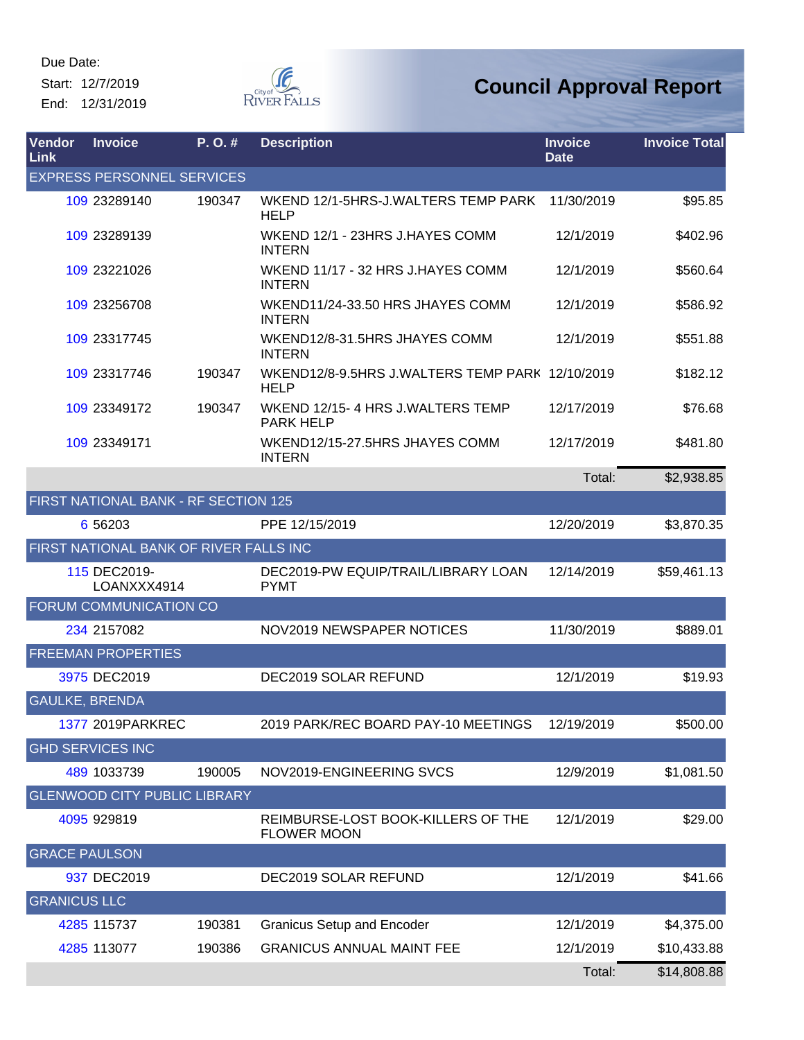Due Date:
Start: 12/7/2019
End: 12/31/2019

# Council Approval Report

| Vendor Link | Invoice | P. O. # | Description | Invoice Date | Invoice Total |
|---|---|---|---|---|---|
| EXPRESS PERSONNEL SERVICES | | | | | |
| 109 | 23289140 | 190347 | WKEND 12/1-5HRS-J.WALTERS TEMP PARK HELP | 11/30/2019 | $95.85 |
| 109 | 23289139 | | WKEND 12/1 - 23HRS J.HAYES COMM INTERN | 12/1/2019 | $402.96 |
| 109 | 23221026 | | WKEND 11/17 - 32 HRS J.HAYES COMM INTERN | 12/1/2019 | $560.64 |
| 109 | 23256708 | | WKEND11/24-33.50 HRS JHAYES COMM INTERN | 12/1/2019 | $586.92 |
| 109 | 23317745 | | WKEND12/8-31.5HRS JHAYES COMM INTERN | 12/1/2019 | $551.88 |
| 109 | 23317746 | 190347 | WKEND12/8-9.5HRS J.WALTERS TEMP PARK HELP | 12/10/2019 | $182.12 |
| 109 | 23349172 | 190347 | WKEND 12/15- 4 HRS J.WALTERS TEMP PARK HELP | 12/17/2019 | $76.68 |
| 109 | 23349171 | | WKEND12/15-27.5HRS JHAYES COMM INTERN | 12/17/2019 | $481.80 |
| | | | | Total: | $2,938.85 |
| FIRST NATIONAL BANK - RF SECTION 125 | | | | | |
| 6 | 56203 | | PPE 12/15/2019 | 12/20/2019 | $3,870.35 |
| FIRST NATIONAL BANK OF RIVER FALLS INC | | | | | |
| 115 | DEC2019-LOANXXX4914 | | DEC2019-PW EQUIP/TRAIL/LIBRARY LOAN PYMT | 12/14/2019 | $59,461.13 |
| FORUM COMMUNICATION CO | | | | | |
| 234 | 2157082 | | NOV2019 NEWSPAPER NOTICES | 11/30/2019 | $889.01 |
| FREEMAN PROPERTIES | | | | | |
| 3975 | DEC2019 | | DEC2019 SOLAR REFUND | 12/1/2019 | $19.93 |
| GAULKE, BRENDA | | | | | |
| 1377 | 2019PARKREC | | 2019 PARK/REC BOARD PAY-10 MEETINGS | 12/19/2019 | $500.00 |
| GHD SERVICES INC | | | | | |
| 489 | 1033739 | 190005 | NOV2019-ENGINEERING SVCS | 12/9/2019 | $1,081.50 |
| GLENWOOD CITY PUBLIC LIBRARY | | | | | |
| 4095 | 929819 | | REIMBURSE-LOST BOOK-KILLERS OF THE FLOWER MOON | 12/1/2019 | $29.00 |
| GRACE PAULSON | | | | | |
| 937 | DEC2019 | | DEC2019 SOLAR REFUND | 12/1/2019 | $41.66 |
| GRANICUS LLC | | | | | |
| 4285 | 115737 | 190381 | Granicus Setup and Encoder | 12/1/2019 | $4,375.00 |
| 4285 | 113077 | 190386 | GRANICUS ANNUAL MAINT FEE | 12/1/2019 | $10,433.88 |
| | | | | Total: | $14,808.88 |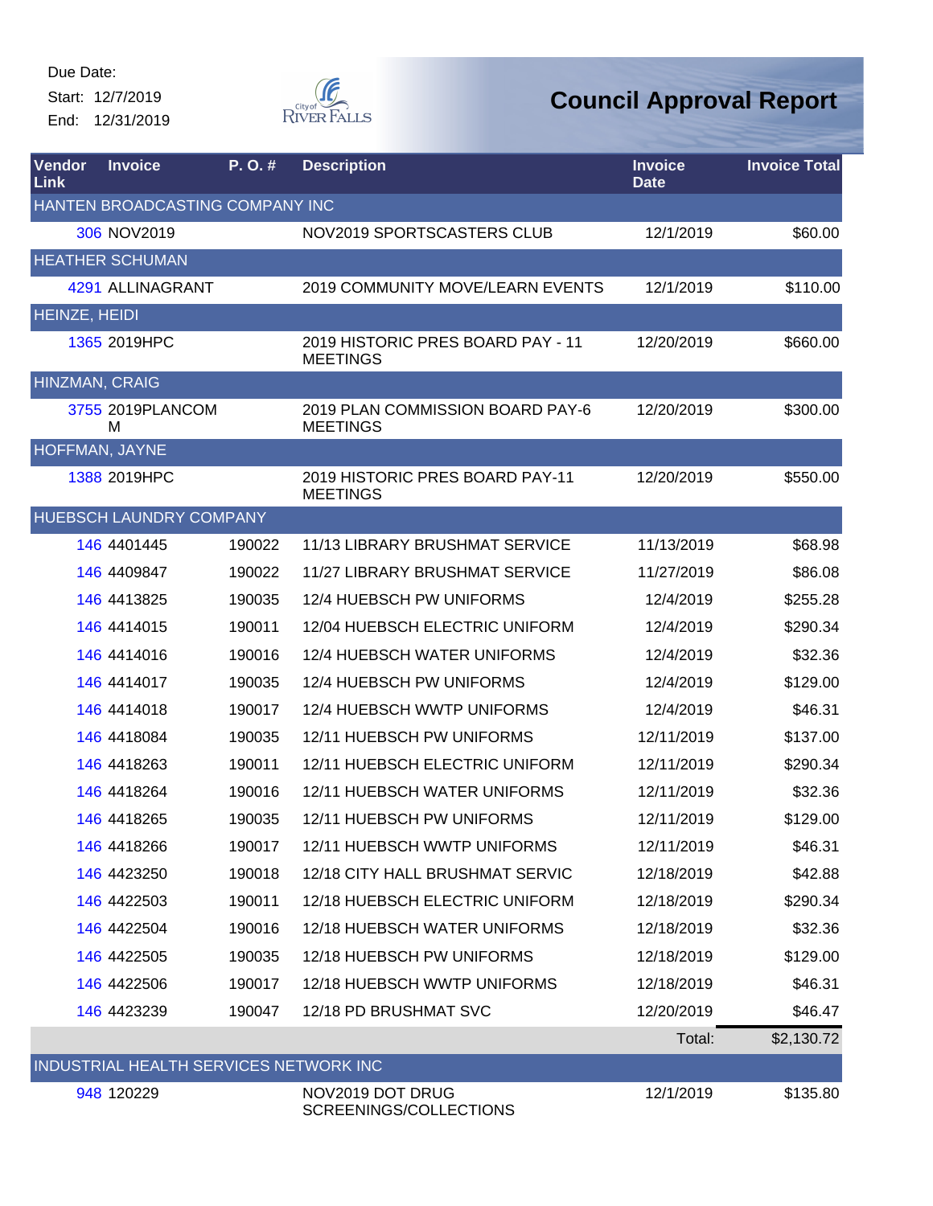Due Date:

Start: 12/7/2019

End: 12/31/2019

# Council Approval Report

| Vendor Link | Invoice | P. O. # | Description | Invoice Date | Invoice Total |
|---|---|---|---|---|---|
| HANTEN BROADCASTING COMPANY INC | | | | | |
| 306 | NOV2019 | | NOV2019 SPORTSCASTERS CLUB | 12/1/2019 | $60.00 |
| HEATHER SCHUMAN | | | | | |
| 4291 | ALLINAGRANT | | 2019 COMMUNITY MOVE/LEARN EVENTS | 12/1/2019 | $110.00 |
| HEINZE, HEIDI | | | | | |
| 1365 | 2019HPC | | 2019 HISTORIC PRES BOARD PAY - 11 MEETINGS | 12/20/2019 | $660.00 |
| HINZMAN, CRAIG | | | | | |
| 3755 | 2019PLANCOMM | | 2019 PLAN COMMISSION BOARD PAY-6 MEETINGS | 12/20/2019 | $300.00 |
| HOFFMAN, JAYNE | | | | | |
| 1388 | 2019HPC | | 2019 HISTORIC PRES BOARD PAY-11 MEETINGS | 12/20/2019 | $550.00 |
| HUEBSCH LAUNDRY COMPANY | | | | | |
| 146 | 4401445 | 190022 | 11/13 LIBRARY BRUSHMAT SERVICE | 11/13/2019 | $68.98 |
| 146 | 4409847 | 190022 | 11/27 LIBRARY BRUSHMAT SERVICE | 11/27/2019 | $86.08 |
| 146 | 4413825 | 190035 | 12/4 HUEBSCH PW UNIFORMS | 12/4/2019 | $255.28 |
| 146 | 4414015 | 190011 | 12/04 HUEBSCH ELECTRIC UNIFORM | 12/4/2019 | $290.34 |
| 146 | 4414016 | 190016 | 12/4 HUEBSCH WATER UNIFORMS | 12/4/2019 | $32.36 |
| 146 | 4414017 | 190035 | 12/4 HUEBSCH PW UNIFORMS | 12/4/2019 | $129.00 |
| 146 | 4414018 | 190017 | 12/4 HUEBSCH WWTP UNIFORMS | 12/4/2019 | $46.31 |
| 146 | 4418084 | 190035 | 12/11 HUEBSCH PW UNIFORMS | 12/11/2019 | $137.00 |
| 146 | 4418263 | 190011 | 12/11 HUEBSCH ELECTRIC UNIFORM | 12/11/2019 | $290.34 |
| 146 | 4418264 | 190016 | 12/11 HUEBSCH WATER UNIFORMS | 12/11/2019 | $32.36 |
| 146 | 4418265 | 190035 | 12/11 HUEBSCH PW UNIFORMS | 12/11/2019 | $129.00 |
| 146 | 4418266 | 190017 | 12/11 HUEBSCH WWTP UNIFORMS | 12/11/2019 | $46.31 |
| 146 | 4423250 | 190018 | 12/18 CITY HALL BRUSHMAT SERVIC | 12/18/2019 | $42.88 |
| 146 | 4422503 | 190011 | 12/18 HUEBSCH ELECTRIC UNIFORM | 12/18/2019 | $290.34 |
| 146 | 4422504 | 190016 | 12/18 HUEBSCH WATER UNIFORMS | 12/18/2019 | $32.36 |
| 146 | 4422505 | 190035 | 12/18 HUEBSCH PW UNIFORMS | 12/18/2019 | $129.00 |
| 146 | 4422506 | 190017 | 12/18 HUEBSCH WWTP UNIFORMS | 12/18/2019 | $46.31 |
| 146 | 4423239 | 190047 | 12/18 PD BRUSHMAT SVC | 12/20/2019 | $46.47 |
| | | | | Total: | $2,130.72 |
| INDUSTRIAL HEALTH SERVICES NETWORK INC | | | | | |
| 948 | 120229 | | NOV2019 DOT DRUG SCREENINGS/COLLECTIONS | 12/1/2019 | $135.80 |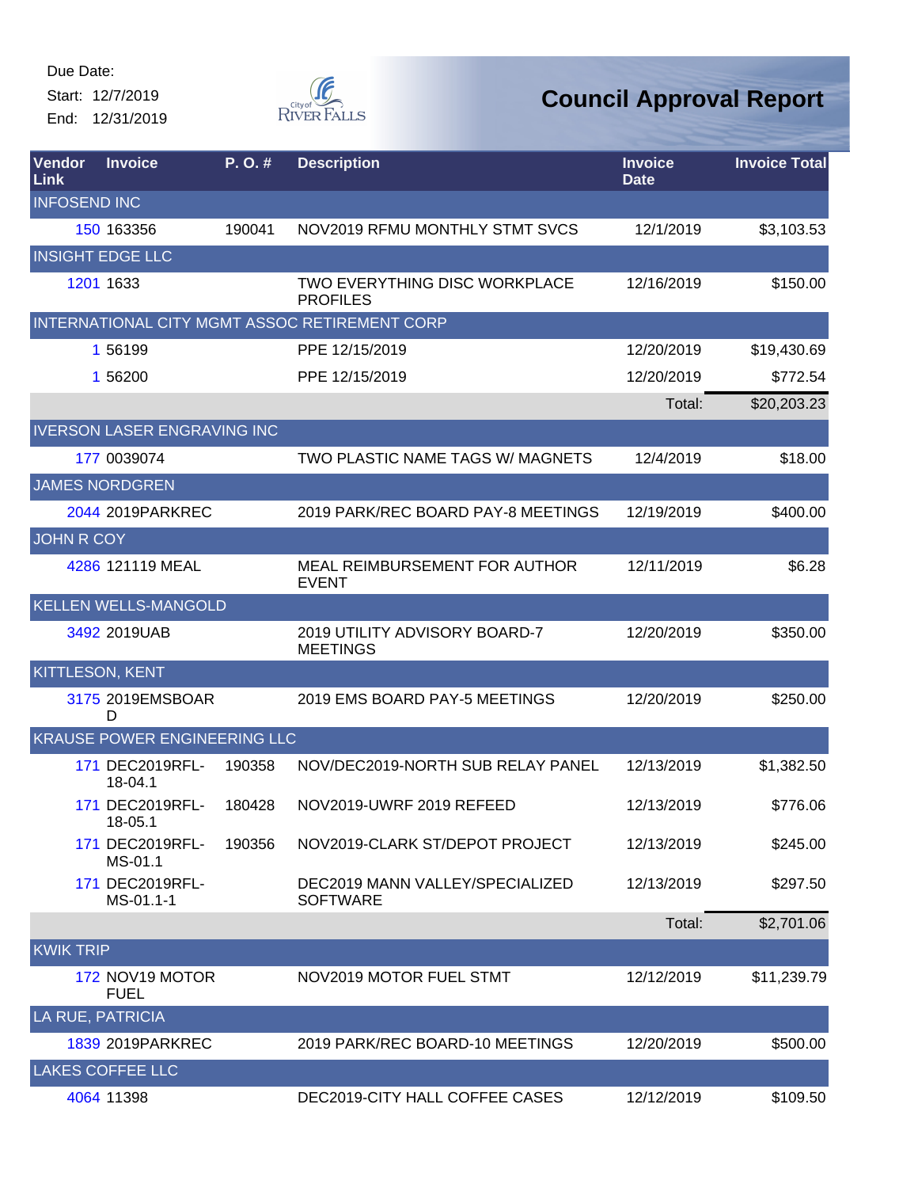Due Date:
Start: 12/7/2019
End: 12/31/2019

# Council Approval Report

| Vendor Link | Invoice | P. O. # | Description | Invoice Date | Invoice Total |
|---|---|---|---|---|---|
| INFOSEND INC | | | | | |
| 150 | 163356 | 190041 | NOV2019 RFMU MONTHLY STMT SVCS | 12/1/2019 | $3,103.53 |
| INSIGHT EDGE LLC | | | | | |
| 1201 | 1633 | | TWO EVERYTHING DISC WORKPLACE PROFILES | 12/16/2019 | $150.00 |
| INTERNATIONAL CITY MGMT ASSOC RETIREMENT CORP | | | | | |
| 1 | 56199 | | PPE 12/15/2019 | 12/20/2019 | $19,430.69 |
| 1 | 56200 | | PPE 12/15/2019 | 12/20/2019 | $772.54 |
| | | | | Total: | $20,203.23 |
| IVERSON LASER ENGRAVING INC | | | | | |
| 177 | 0039074 | | TWO PLASTIC NAME TAGS W/ MAGNETS | 12/4/2019 | $18.00 |
| JAMES NORDGREN | | | | | |
| 2044 | 2019PARKREC | | 2019 PARK/REC BOARD PAY-8 MEETINGS | 12/19/2019 | $400.00 |
| JOHN R COY | | | | | |
| 4286 | 121119 MEAL | | MEAL REIMBURSEMENT FOR AUTHOR EVENT | 12/11/2019 | $6.28 |
| KELLEN WELLS-MANGOLD | | | | | |
| 3492 | 2019UAB | | 2019 UTILITY ADVISORY BOARD-7 MEETINGS | 12/20/2019 | $350.00 |
| KITTLESON, KENT | | | | | |
| 3175 | 2019EMSBOARD | | 2019 EMS BOARD PAY-5 MEETINGS | 12/20/2019 | $250.00 |
| KRAUSE POWER ENGINEERING LLC | | | | | |
| 171 | DEC2019RFL-18-04.1 | 190358 | NOV/DEC2019-NORTH SUB RELAY PANEL | 12/13/2019 | $1,382.50 |
| 171 | DEC2019RFL-18-05.1 | 180428 | NOV2019-UWRF 2019 REFEED | 12/13/2019 | $776.06 |
| 171 | DEC2019RFL-MS-01.1 | 190356 | NOV2019-CLARK ST/DEPOT PROJECT | 12/13/2019 | $245.00 |
| 171 | DEC2019RFL-MS-01.1-1 | | DEC2019 MANN VALLEY/SPECIALIZED SOFTWARE | 12/13/2019 | $297.50 |
| | | | | Total: | $2,701.06 |
| KWIK TRIP | | | | | |
| 172 | NOV19 MOTOR FUEL | | NOV2019 MOTOR FUEL STMT | 12/12/2019 | $11,239.79 |
| LA RUE, PATRICIA | | | | | |
| 1839 | 2019PARKREC | | 2019 PARK/REC BOARD-10 MEETINGS | 12/20/2019 | $500.00 |
| LAKES COFFEE LLC | | | | | |
| 4064 | 11398 | | DEC2019-CITY HALL COFFEE CASES | 12/12/2019 | $109.50 |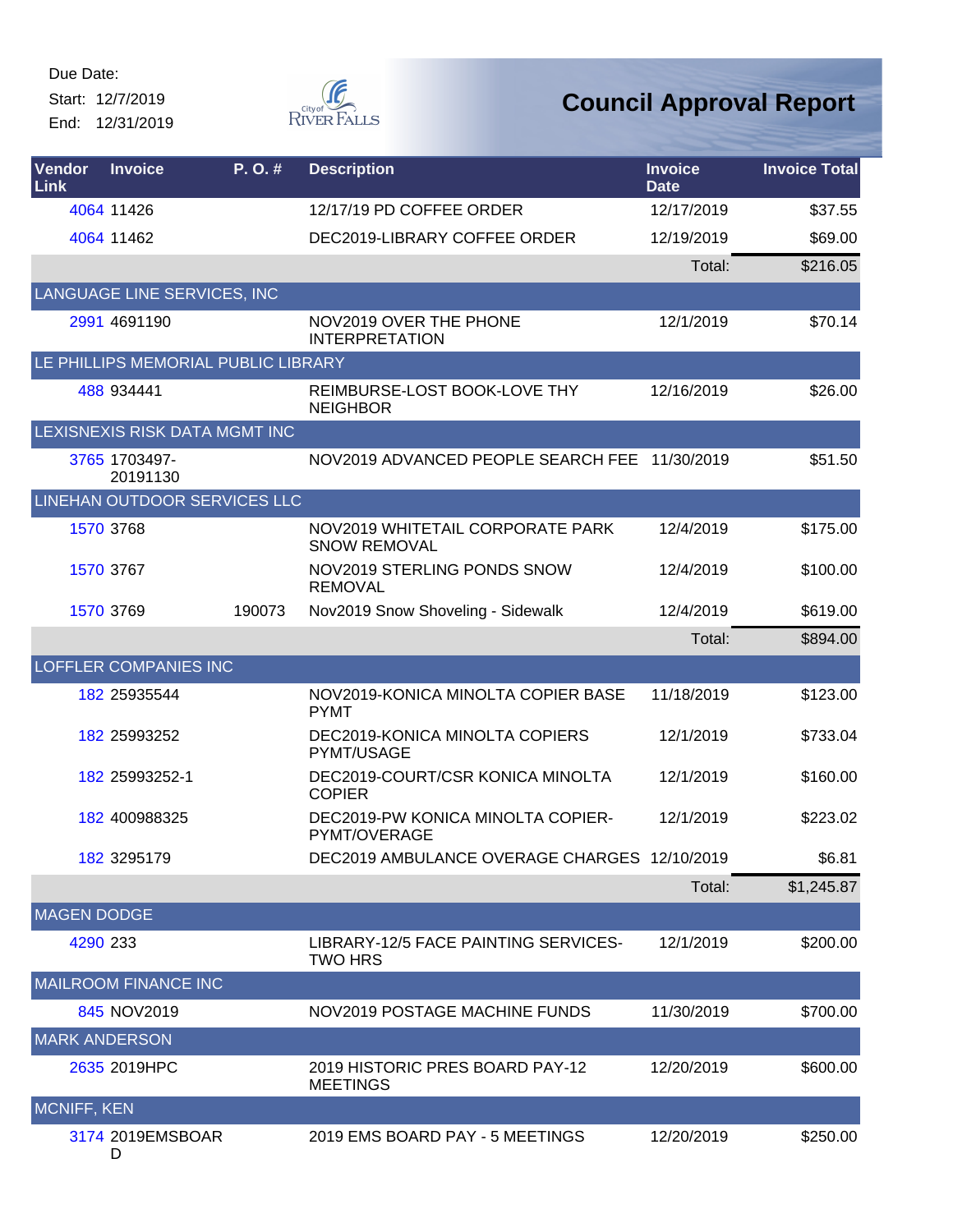Due Date:

Start: 12/7/2019

End: 12/31/2019

# Council Approval Report

| Vendor Link | Invoice | P. O. # | Description | Invoice Date | Invoice Total |
|---|---|---|---|---|---|
| 4064 | 11426 | | 12/17/19 PD COFFEE ORDER | 12/17/2019 | $37.55 |
| 4064 | 11462 | | DEC2019-LIBRARY COFFEE ORDER | 12/19/2019 | $69.00 |
| | | | | Total: | $216.05 |
| LANGUAGE LINE SERVICES, INC | | | | | |
| 2991 | 4691190 | | NOV2019 OVER THE PHONE INTERPRETATION | 12/1/2019 | $70.14 |
| LE PHILLIPS MEMORIAL PUBLIC LIBRARY | | | | | |
| 488 | 934441 | | REIMBURSE-LOST BOOK-LOVE THY NEIGHBOR | 12/16/2019 | $26.00 |
| LEXISNEXIS RISK DATA MGMT INC | | | | | |
| 3765 | 1703497-20191130 | | NOV2019 ADVANCED PEOPLE SEARCH FEE | 11/30/2019 | $51.50 |
| LINEHAN OUTDOOR SERVICES LLC | | | | | |
| 1570 | 3768 | | NOV2019 WHITETAIL CORPORATE PARK SNOW REMOVAL | 12/4/2019 | $175.00 |
| 1570 | 3767 | | NOV2019 STERLING PONDS SNOW REMOVAL | 12/4/2019 | $100.00 |
| 1570 | 3769 | 190073 | Nov2019 Snow Shoveling - Sidewalk | 12/4/2019 | $619.00 |
| | | | | Total: | $894.00 |
| LOFFLER COMPANIES INC | | | | | |
| 182 | 25935544 | | NOV2019-KONICA MINOLTA COPIER BASE PYMT | 11/18/2019 | $123.00 |
| 182 | 25993252 | | DEC2019-KONICA MINOLTA COPIERS PYMT/USAGE | 12/1/2019 | $733.04 |
| 182 | 25993252-1 | | DEC2019-COURT/CSR KONICA MINOLTA COPIER | 12/1/2019 | $160.00 |
| 182 | 400988325 | | DEC2019-PW KONICA MINOLTA COPIER-PYMT/OVERAGE | 12/1/2019 | $223.02 |
| 182 | 3295179 | | DEC2019 AMBULANCE OVERAGE CHARGES | 12/10/2019 | $6.81 |
| | | | | Total: | $1,245.87 |
| MAGEN DODGE | | | | | |
| 4290 | 233 | | LIBRARY-12/5 FACE PAINTING SERVICES-TWO HRS | 12/1/2019 | $200.00 |
| MAILROOM FINANCE INC | | | | | |
| 845 | NOV2019 | | NOV2019 POSTAGE MACHINE FUNDS | 11/30/2019 | $700.00 |
| MARK ANDERSON | | | | | |
| 2635 | 2019HPC | | 2019 HISTORIC PRES BOARD PAY-12 MEETINGS | 12/20/2019 | $600.00 |
| MCNIFF, KEN | | | | | |
| 3174 | 2019EMSBOARD | | 2019 EMS BOARD PAY - 5 MEETINGS | 12/20/2019 | $250.00 |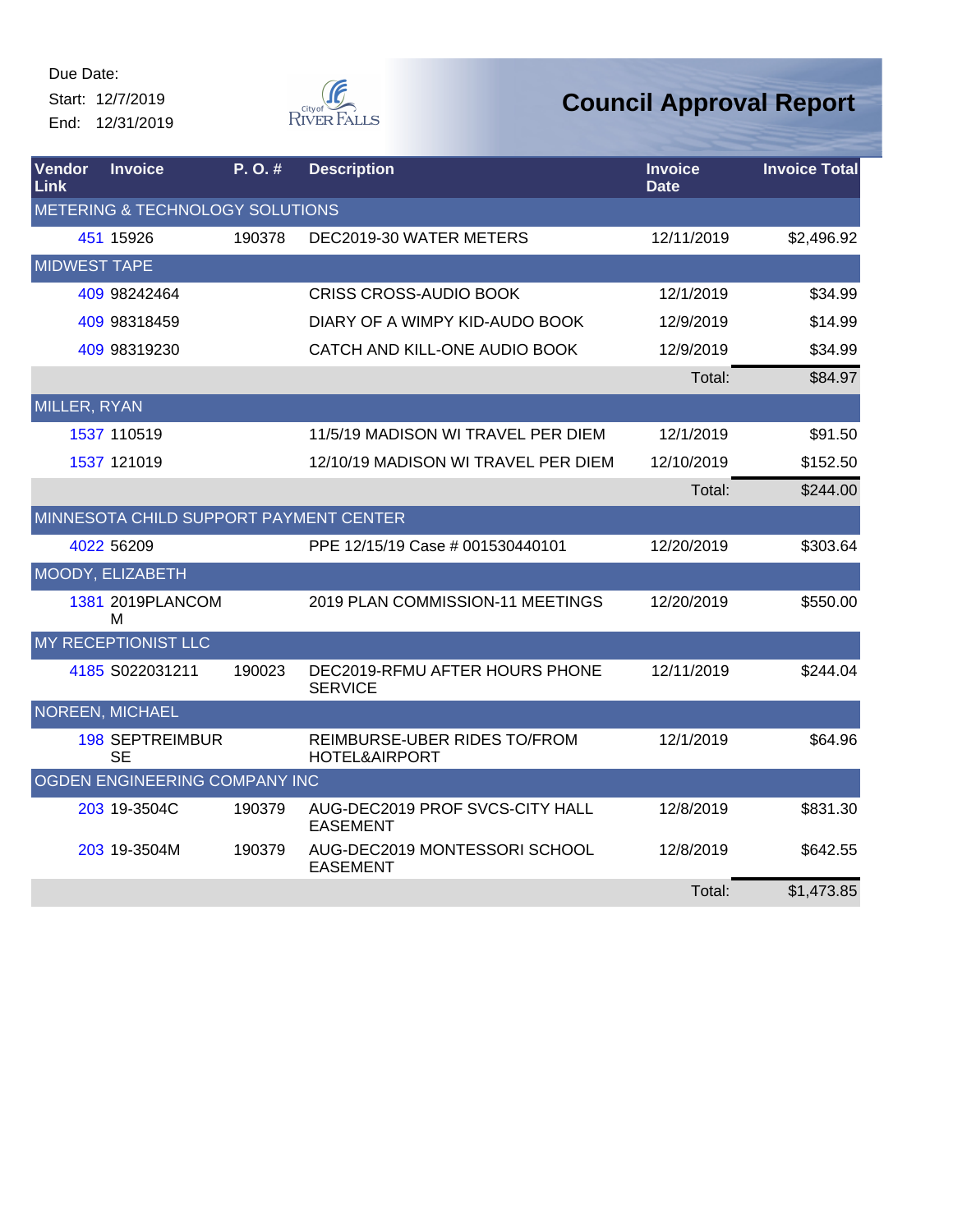Due Date:
Start: 12/7/2019
End: 12/31/2019

# Council Approval Report

| Vendor Link | Invoice | P. O. # | Description | Invoice Date | Invoice Total |
|---|---|---|---|---|---|
| METERING & TECHNOLOGY SOLUTIONS | | | | | |
| 451 | 15926 | 190378 | DEC2019-30 WATER METERS | 12/11/2019 | $2,496.92 |
| MIDWEST TAPE | | | | | |
| 409 | 98242464 | | CRISS CROSS-AUDIO BOOK | 12/1/2019 | $34.99 |
| 409 | 98318459 | | DIARY OF A WIMPY KID-AUDO BOOK | 12/9/2019 | $14.99 |
| 409 | 98319230 | | CATCH AND KILL-ONE AUDIO BOOK | 12/9/2019 | $34.99 |
| | | | | Total: | $84.97 |
| MILLER, RYAN | | | | | |
| 1537 | 110519 | | 11/5/19 MADISON WI TRAVEL PER DIEM | 12/1/2019 | $91.50 |
| 1537 | 121019 | | 12/10/19 MADISON WI TRAVEL PER DIEM | 12/10/2019 | $152.50 |
| | | | | Total: | $244.00 |
| MINNESOTA CHILD SUPPORT PAYMENT CENTER | | | | | |
| 4022 | 56209 | | PPE 12/15/19 Case # 001530440101 | 12/20/2019 | $303.64 |
| MOODY, ELIZABETH | | | | | |
| 1381 | 2019PLANCOMM | | 2019 PLAN COMMISSION-11 MEETINGS | 12/20/2019 | $550.00 |
| MY RECEPTIONIST LLC | | | | | |
| 4185 | S022031211 | 190023 | DEC2019-RFMU AFTER HOURS PHONE SERVICE | 12/11/2019 | $244.04 |
| NOREEN, MICHAEL | | | | | |
| 198 | SEPTREIMBURSE | | REIMBURSE-UBER RIDES TO/FROM HOTEL&AIRPORT | 12/1/2019 | $64.96 |
| OGDEN ENGINEERING COMPANY INC | | | | | |
| 203 | 19-3504C | 190379 | AUG-DEC2019 PROF SVCS-CITY HALL EASEMENT | 12/8/2019 | $831.30 |
| 203 | 19-3504M | 190379 | AUG-DEC2019 MONTESSORI SCHOOL EASEMENT | 12/8/2019 | $642.55 |
| | | | | Total: | $1,473.85 |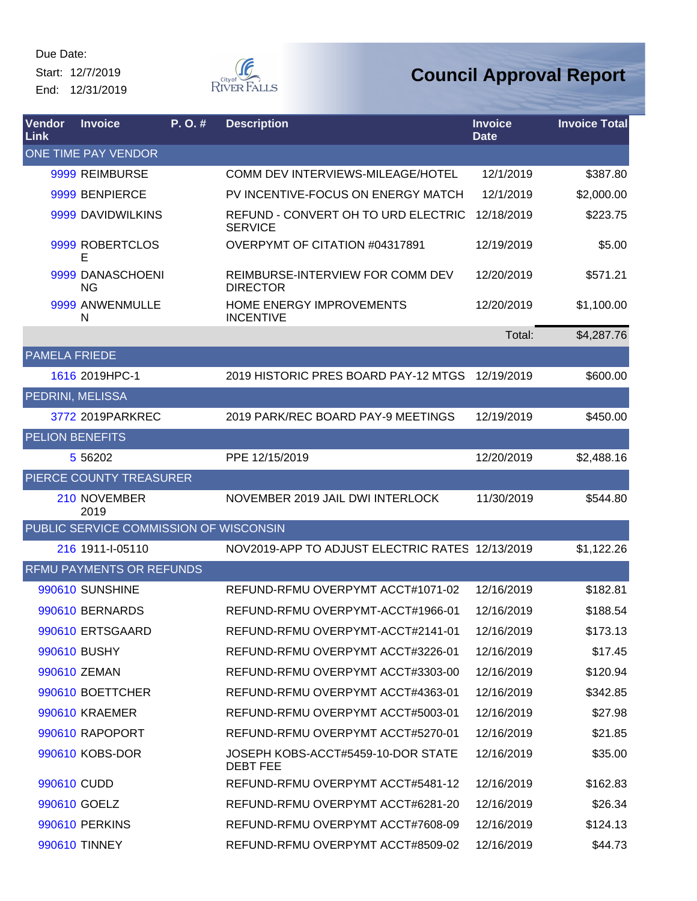Due Date:
Start: 12/7/2019
End: 12/31/2019

City of River Falls

# Council Approval Report

| Vendor Link | Invoice | P. O. # | Description | Invoice Date | Invoice Total |
|---|---|---|---|---|---|
| ONE TIME PAY VENDOR | | | | | |
| 9999 | REIMBURSE | | COMM DEV INTERVIEWS-MILEAGE/HOTEL | 12/1/2019 | $387.80 |
| 9999 | BENPIERCE | | PV INCENTIVE-FOCUS ON ENERGY MATCH | 12/1/2019 | $2,000.00 |
| 9999 | DAVIDWILKINS | | REFUND - CONVERT OH TO URD ELECTRIC SERVICE | 12/18/2019 | $223.75 |
| 9999 | ROBERTCLOSE | | OVERPYMT OF CITATION #04317891 | 12/19/2019 | $5.00 |
| 9999 | DANASCHOENING | | REIMBURSE-INTERVIEW FOR COMM DEV DIRECTOR | 12/20/2019 | $571.21 |
| 9999 | ANWENMULLEN | | HOME ENERGY IMPROVEMENTS INCENTIVE | 12/20/2019 | $1,100.00 |
| | | | | Total: | $4,287.76 |
| PAMELA FRIEDE | | | | | |
| 1616 | 2019HPC-1 | | 2019 HISTORIC PRES BOARD PAY-12 MTGS | 12/19/2019 | $600.00 |
| PEDRINI, MELISSA | | | | | |
| 3772 | 2019PARKREC | | 2019 PARK/REC BOARD PAY-9 MEETINGS | 12/19/2019 | $450.00 |
| PELION BENEFITS | | | | | |
| 5 | 56202 | | PPE 12/15/2019 | 12/20/2019 | $2,488.16 |
| PIERCE COUNTY TREASURER | | | | | |
| 210 | NOVEMBER 2019 | | NOVEMBER 2019 JAIL DWI INTERLOCK | 11/30/2019 | $544.80 |
| PUBLIC SERVICE COMMISSION OF WISCONSIN | | | | | |
| 216 | 1911-I-05110 | | NOV2019-APP TO ADJUST ELECTRIC RATES | 12/13/2019 | $1,122.26 |
| RFMU PAYMENTS OR REFUNDS | | | | | |
| 990610 | SUNSHINE | | REFUND-RFMU OVERPYMT ACCT#1071-02 | 12/16/2019 | $182.81 |
| 990610 | BERNARDS | | REFUND-RFMU OVERPYMT-ACCT#1966-01 | 12/16/2019 | $188.54 |
| 990610 | ERTSGAARD | | REFUND-RFMU OVERPYMT-ACCT#2141-01 | 12/16/2019 | $173.13 |
| 990610 | BUSHY | | REFUND-RFMU OVERPYMT ACCT#3226-01 | 12/16/2019 | $17.45 |
| 990610 | ZEMAN | | REFUND-RFMU OVERPYMT ACCT#3303-00 | 12/16/2019 | $120.94 |
| 990610 | BOETTCHER | | REFUND-RFMU OVERPYMT ACCT#4363-01 | 12/16/2019 | $342.85 |
| 990610 | KRAEMER | | REFUND-RFMU OVERPYMT ACCT#5003-01 | 12/16/2019 | $27.98 |
| 990610 | RAPOPORT | | REFUND-RFMU OVERPYMT ACCT#5270-01 | 12/16/2019 | $21.85 |
| 990610 | KOBS-DOR | | JOSEPH KOBS-ACCT#5459-10-DOR STATE DEBT FEE | 12/16/2019 | $35.00 |
| 990610 | CUDD | | REFUND-RFMU OVERPYMT ACCT#5481-12 | 12/16/2019 | $162.83 |
| 990610 | GOELZ | | REFUND-RFMU OVERPYMT ACCT#6281-20 | 12/16/2019 | $26.34 |
| 990610 | PERKINS | | REFUND-RFMU OVERPYMT ACCT#7608-09 | 12/16/2019 | $124.13 |
| 990610 | TINNEY | | REFUND-RFMU OVERPYMT ACCT#8509-02 | 12/16/2019 | $44.73 |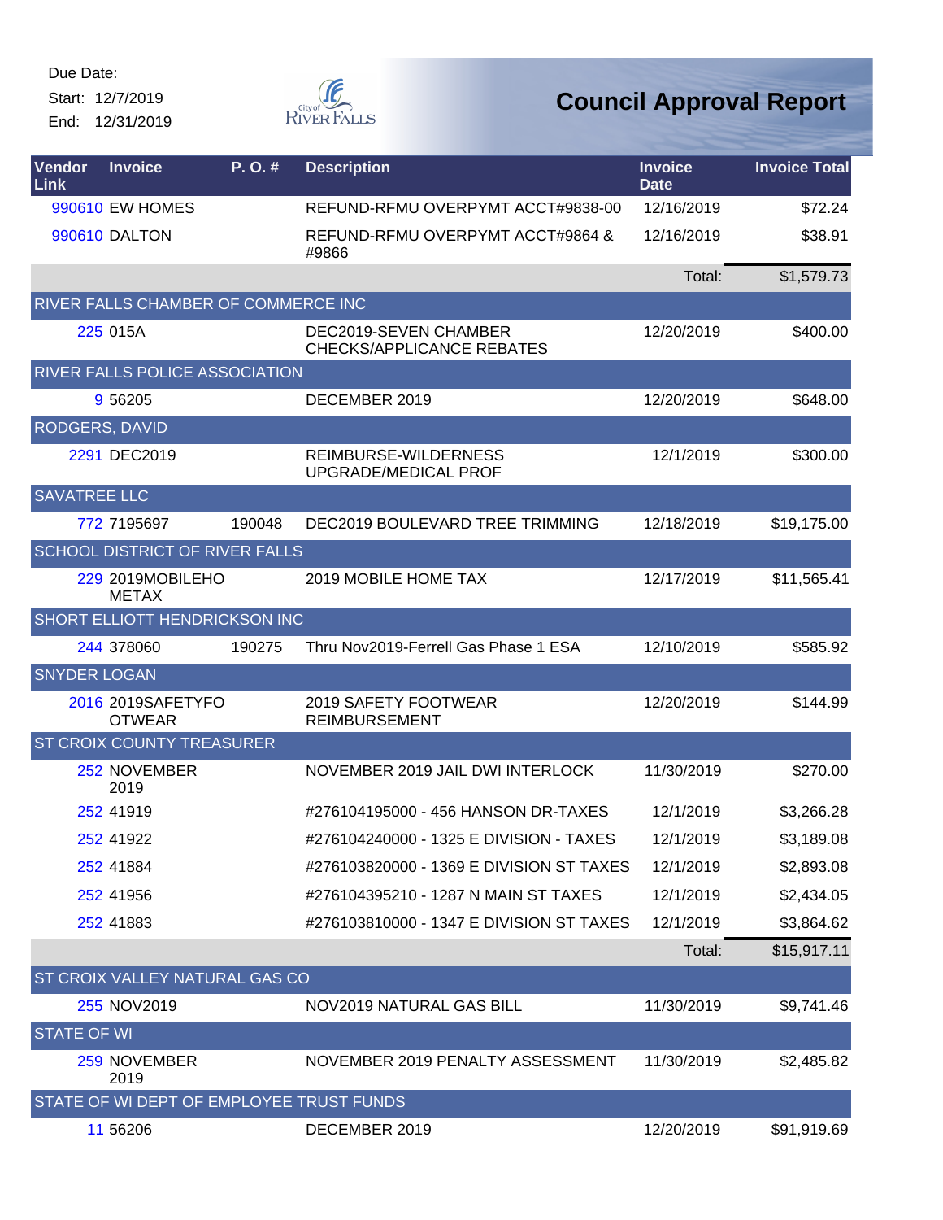Due Date:
Start: 12/7/2019
End: 12/31/2019

# Council Approval Report

| Vendor Link | Invoice | P. O. # | Description | Invoice Date | Invoice Total |
|---|---|---|---|---|---|
| 990610 | EW HOMES | | REFUND-RFMU OVERPYMT ACCT#9838-00 | 12/16/2019 | $72.24 |
| 990610 | DALTON | | REFUND-RFMU OVERPYMT ACCT#9864 & #9866 | 12/16/2019 | $38.91 |
| | | | | Total: | $1,579.73 |
| RIVER FALLS CHAMBER OF COMMERCE INC | | | | | |
| 225 | 015A | | DEC2019-SEVEN CHAMBER CHECKS/APPLICANCE REBATES | 12/20/2019 | $400.00 |
| RIVER FALLS POLICE ASSOCIATION | | | | | |
| 9 | 56205 | | DECEMBER 2019 | 12/20/2019 | $648.00 |
| RODGERS, DAVID | | | | | |
| 2291 | DEC2019 | | REIMBURSE-WILDERNESS UPGRADE/MEDICAL PROF | 12/1/2019 | $300.00 |
| SAVATREE LLC | | | | | |
| 772 | 7195697 | 190048 | DEC2019 BOULEVARD TREE TRIMMING | 12/18/2019 | $19,175.00 |
| SCHOOL DISTRICT OF RIVER FALLS | | | | | |
| 229 | 2019MOBILEHOMETAX | | 2019 MOBILE HOME TAX | 12/17/2019 | $11,565.41 |
| SHORT ELLIOTT HENDRICKSON INC | | | | | |
| 244 | 378060 | 190275 | Thru Nov2019-Ferrell Gas Phase 1 ESA | 12/10/2019 | $585.92 |
| SNYDER LOGAN | | | | | |
| 2016 | 2019SAFETYFOOTWEAR | | 2019 SAFETY FOOTWEAR REIMBURSEMENT | 12/20/2019 | $144.99 |
| ST CROIX COUNTY TREASURER | | | | | |
| 252 | NOVEMBER 2019 | | NOVEMBER 2019 JAIL DWI INTERLOCK | 11/30/2019 | $270.00 |
| 252 | 41919 | | #276104195000 - 456 HANSON DR-TAXES | 12/1/2019 | $3,266.28 |
| 252 | 41922 | | #276104240000 - 1325 E DIVISION - TAXES | 12/1/2019 | $3,189.08 |
| 252 | 41884 | | #276103820000 - 1369 E DIVISION ST TAXES | 12/1/2019 | $2,893.08 |
| 252 | 41956 | | #276104395210 - 1287 N MAIN ST TAXES | 12/1/2019 | $2,434.05 |
| 252 | 41883 | | #276103810000 - 1347 E DIVISION ST TAXES | 12/1/2019 | $3,864.62 |
| | | | | Total: | $15,917.11 |
| ST CROIX VALLEY NATURAL GAS CO | | | | | |
| 255 | NOV2019 | | NOV2019 NATURAL GAS BILL | 11/30/2019 | $9,741.46 |
| STATE OF WI | | | | | |
| 259 | NOVEMBER 2019 | | NOVEMBER 2019 PENALTY ASSESSMENT | 11/30/2019 | $2,485.82 |
| STATE OF WI DEPT OF EMPLOYEE TRUST FUNDS | | | | | |
| 11 | 56206 | | DECEMBER 2019 | 12/20/2019 | $91,919.69 |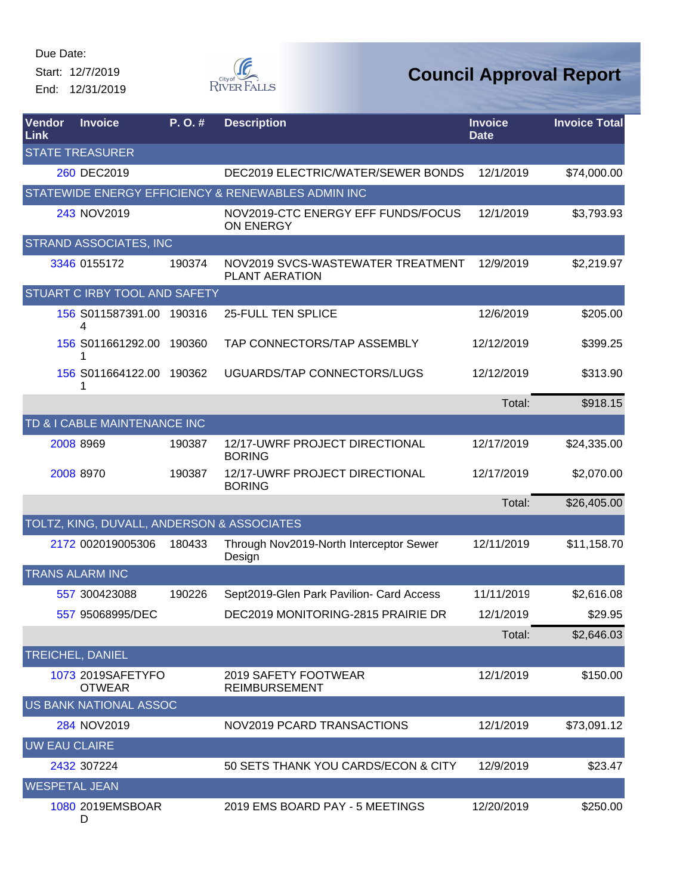Due Date:
Start: 12/7/2019
End: 12/31/2019

# Council Approval Report

| Vendor Link | Invoice | P. O. # | Description | Invoice Date | Invoice Total |
|---|---|---|---|---|---|
| STATE TREASURER | | | | | |
| 260 | DEC2019 | | DEC2019 ELECTRIC/WATER/SEWER BONDS | 12/1/2019 | $74,000.00 |
| STATEWIDE ENERGY EFFICIENCY & RENEWABLES ADMIN INC | | | | | |
| 243 | NOV2019 | | NOV2019-CTC ENERGY EFF FUNDS/FOCUS ON ENERGY | 12/1/2019 | $3,793.93 |
| STRAND ASSOCIATES, INC | | | | | |
| 3346 | 0155172 | 190374 | NOV2019 SVCS-WASTEWATER TREATMENT PLANT AERATION | 12/9/2019 | $2,219.97 |
| STUART C IRBY TOOL AND SAFETY | | | | | |
| 156 | S011587391.004 | 190316 | 25-FULL TEN SPLICE | 12/6/2019 | $205.00 |
| 156 | S011661292.001 | 190360 | TAP CONNECTORS/TAP ASSEMBLY | 12/12/2019 | $399.25 |
| 156 | S011664122.001 | 190362 | UGUARDS/TAP CONNECTORS/LUGS | 12/12/2019 | $313.90 |
| | | | | Total: | $918.15 |
| TD & I CABLE MAINTENANCE INC | | | | | |
| 2008 | 8969 | 190387 | 12/17-UWRF PROJECT DIRECTIONAL BORING | 12/17/2019 | $24,335.00 |
| 2008 | 8970 | 190387 | 12/17-UWRF PROJECT DIRECTIONAL BORING | 12/17/2019 | $2,070.00 |
| | | | | Total: | $26,405.00 |
| TOLTZ, KING, DUVALL, ANDERSON & ASSOCIATES | | | | | |
| 2172 | 002019005306 | 180433 | Through Nov2019-North Interceptor Sewer Design | 12/11/2019 | $11,158.70 |
| TRANS ALARM INC | | | | | |
| 557 | 300423088 | 190226 | Sept2019-Glen Park Pavilion- Card Access | 11/11/2019 | $2,616.08 |
| 557 | 95068995/DEC | | DEC2019 MONITORING-2815 PRAIRIE DR | 12/1/2019 | $29.95 |
| | | | | Total: | $2,646.03 |
| TREICHEL, DANIEL | | | | | |
| 1073 | 2019SAFETYFOOTWEAR | | 2019 SAFETY FOOTWEAR REIMBURSEMENT | 12/1/2019 | $150.00 |
| US BANK NATIONAL ASSOC | | | | | |
| 284 | NOV2019 | | NOV2019 PCARD TRANSACTIONS | 12/1/2019 | $73,091.12 |
| UW EAU CLAIRE | | | | | |
| 2432 | 307224 | | 50 SETS THANK YOU CARDS/ECON & CITY | 12/9/2019 | $23.47 |
| WESPETAL JEAN | | | | | |
| 1080 | 2019EMSBOARD | | 2019 EMS BOARD PAY - 5 MEETINGS | 12/20/2019 | $250.00 |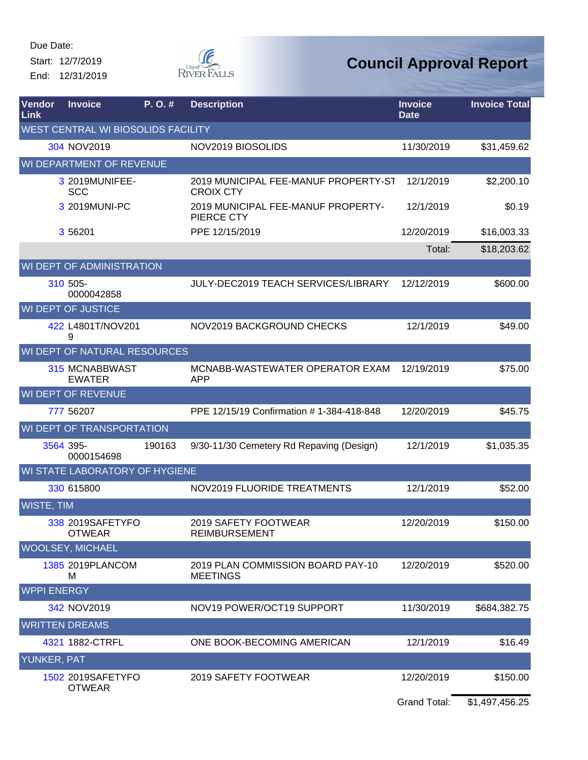Due Date:

Start: 12/7/2019

End: 12/31/2019

City of River Falls

# Council Approval Report

| Vendor Link | Invoice | P. O. # | Description | Invoice Date | Invoice Total |
|---|---|---|---|---|---|
| WEST CENTRAL WI BIOSOLIDS FACILITY | | | | | |
| 304 | NOV2019 | | NOV2019 BIOSOLIDS | 11/30/2019 | $31,459.62 |
| WI DEPARTMENT OF REVENUE | | | | | |
| 3 | 2019MUNIFEE-SCC | | 2019 MUNICIPAL FEE-MANUF PROPERTY-ST CROIX CTY | 12/1/2019 | $2,200.10 |
| 3 | 2019MUNI-PC | | 2019 MUNICIPAL FEE-MANUF PROPERTY-PIERCE CTY | 12/1/2019 | $0.19 |
| 3 | 56201 | | PPE 12/15/2019 | 12/20/2019 | $16,003.33 |
| | | | | Total: | $18,203.62 |
| WI DEPT OF ADMINISTRATION | | | | | |
| 310 | 505-0000042858 | | JULY-DEC2019 TEACH SERVICES/LIBRARY | 12/12/2019 | $600.00 |
| WI DEPT OF JUSTICE | | | | | |
| 422 | L4801T/NOV2019 | | NOV2019 BACKGROUND CHECKS | 12/1/2019 | $49.00 |
| WI DEPT OF NATURAL RESOURCES | | | | | |
| 315 | MCNABBWASTEWATER | | MCNABB-WASTEWATER OPERATOR EXAM APP | 12/19/2019 | $75.00 |
| WI DEPT OF REVENUE | | | | | |
| 777 | 56207 | | PPE 12/15/19 Confirmation # 1-384-418-848 | 12/20/2019 | $45.75 |
| WI DEPT OF TRANSPORTATION | | | | | |
| 3564 | 395-0000154698 | 190163 | 9/30-11/30 Cemetery Rd Repaving (Design) | 12/1/2019 | $1,035.35 |
| WI STATE LABORATORY OF HYGIENE | | | | | |
| 330 | 615800 | | NOV2019 FLUORIDE TREATMENTS | 12/1/2019 | $52.00 |
| WISTE, TIM | | | | | |
| 338 | 2019SAFETYFOOTWEAR | | 2019 SAFETY FOOTWEAR REIMBURSEMENT | 12/20/2019 | $150.00 |
| WOOLSEY, MICHAEL | | | | | |
| 1385 | 2019PLANCOMM | | 2019 PLAN COMMISSION BOARD PAY-10 MEETINGS | 12/20/2019 | $520.00 |
| WPPI ENERGY | | | | | |
| 342 | NOV2019 | | NOV19 POWER/OCT19 SUPPORT | 11/30/2019 | $684,382.75 |
| WRITTEN DREAMS | | | | | |
| 4321 | 1882-CTRFL | | ONE BOOK-BECOMING AMERICAN | 12/1/2019 | $16.49 |
| YUNKER, PAT | | | | | |
| 1502 | 2019SAFETYFOOTWEAR | | 2019 SAFETY FOOTWEAR | 12/20/2019 | $150.00 |
| | | | | Grand Total: | $1,497,456.25 |